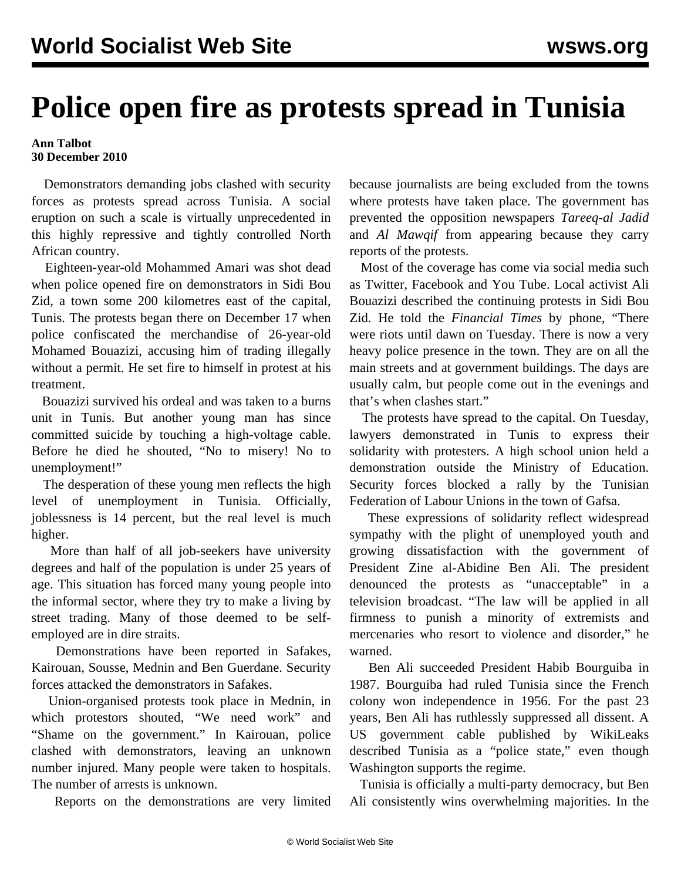# Police open fire as protests spread in Tunisia

**Ann Talbot**
**30 December 2010**

Demonstrators demanding jobs clashed with security forces as protests spread across Tunisia. A social eruption on such a scale is virtually unprecedented in this highly repressive and tightly controlled North African country.

Eighteen-year-old Mohammed Amari was shot dead when police opened fire on demonstrators in Sidi Bou Zid, a town some 200 kilometres east of the capital, Tunis. The protests began there on December 17 when police confiscated the merchandise of 26-year-old Mohamed Bouazizi, accusing him of trading illegally without a permit. He set fire to himself in protest at his treatment.

Bouazizi survived his ordeal and was taken to a burns unit in Tunis. But another young man has since committed suicide by touching a high-voltage cable. Before he died he shouted, "No to misery! No to unemployment!"

The desperation of these young men reflects the high level of unemployment in Tunisia. Officially, joblessness is 14 percent, but the real level is much higher.

More than half of all job-seekers have university degrees and half of the population is under 25 years of age. This situation has forced many young people into the informal sector, where they try to make a living by street trading. Many of those deemed to be self-employed are in dire straits.

Demonstrations have been reported in Safakes, Kairouan, Sousse, Mednin and Ben Guerdane. Security forces attacked the demonstrators in Safakes.

Union-organised protests took place in Mednin, in which protestors shouted, "We need work" and "Shame on the government." In Kairouan, police clashed with demonstrators, leaving an unknown number injured. Many people were taken to hospitals. The number of arrests is unknown.

Reports on the demonstrations are very limited because journalists are being excluded from the towns where protests have taken place. The government has prevented the opposition newspapers *Tareeq-al Jadid* and *Al Mawqif* from appearing because they carry reports of the protests.

Most of the coverage has come via social media such as Twitter, Facebook and You Tube. Local activist Ali Bouazizi described the continuing protests in Sidi Bou Zid. He told the *Financial Times* by phone, "There were riots until dawn on Tuesday. There is now a very heavy police presence in the town. They are on all the main streets and at government buildings. The days are usually calm, but people come out in the evenings and that's when clashes start."

The protests have spread to the capital. On Tuesday, lawyers demonstrated in Tunis to express their solidarity with protesters. A high school union held a demonstration outside the Ministry of Education. Security forces blocked a rally by the Tunisian Federation of Labour Unions in the town of Gafsa.

These expressions of solidarity reflect widespread sympathy with the plight of unemployed youth and growing dissatisfaction with the government of President Zine al-Abidine Ben Ali. The president denounced the protests as "unacceptable" in a television broadcast. "The law will be applied in all firmness to punish a minority of extremists and mercenaries who resort to violence and disorder," he warned.

Ben Ali succeeded President Habib Bourguiba in 1987. Bourguiba had ruled Tunisia since the French colony won independence in 1956. For the past 23 years, Ben Ali has ruthlessly suppressed all dissent. A US government cable published by WikiLeaks described Tunisia as a "police state," even though Washington supports the regime.

Tunisia is officially a multi-party democracy, but Ben Ali consistently wins overwhelming majorities. In the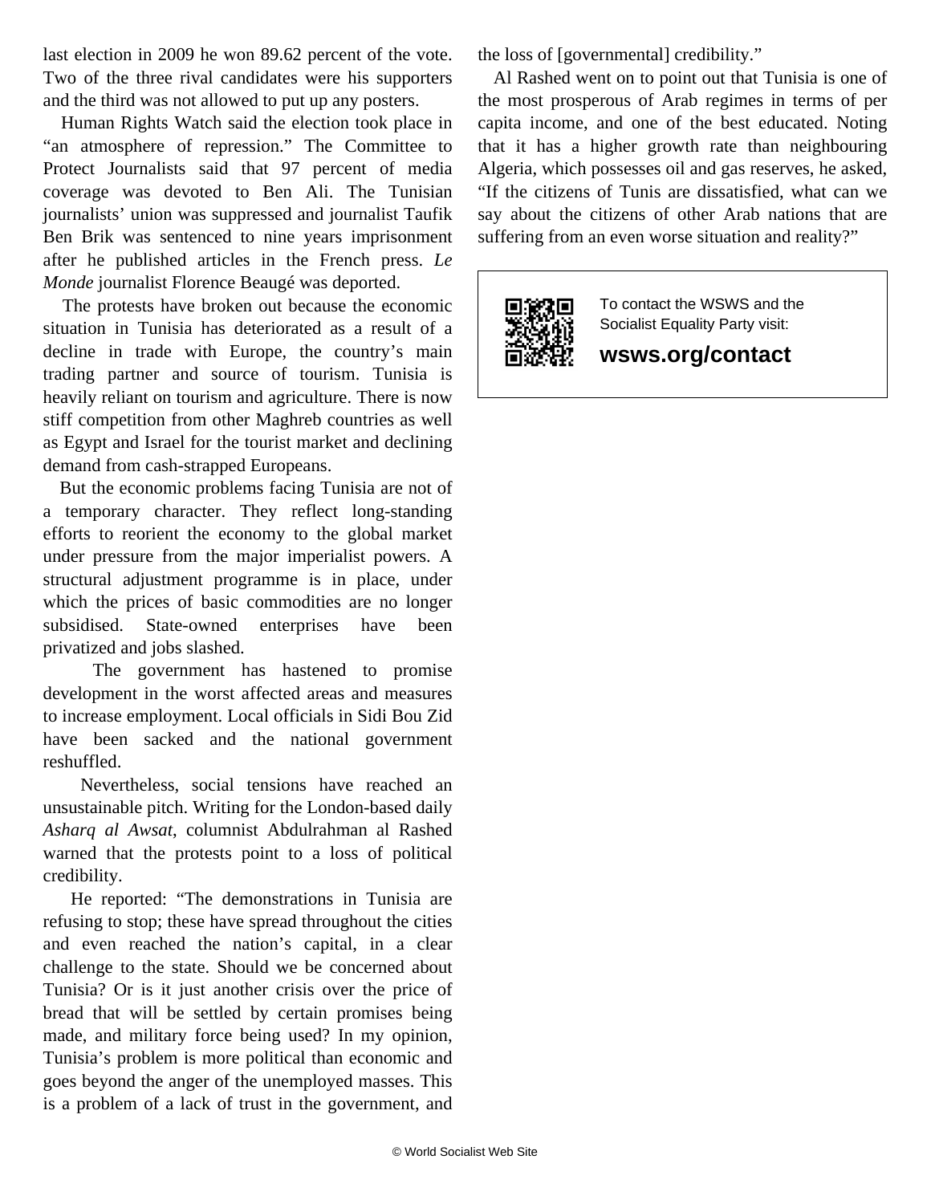last election in 2009 he won 89.62 percent of the vote. Two of the three rival candidates were his supporters and the third was not allowed to put up any posters.

Human Rights Watch said the election took place in "an atmosphere of repression." The Committee to Protect Journalists said that 97 percent of media coverage was devoted to Ben Ali. The Tunisian journalists' union was suppressed and journalist Taufik Ben Brik was sentenced to nine years imprisonment after he published articles in the French press. *Le Monde* journalist Florence Beaugé was deported.

The protests have broken out because the economic situation in Tunisia has deteriorated as a result of a decline in trade with Europe, the country's main trading partner and source of tourism. Tunisia is heavily reliant on tourism and agriculture. There is now stiff competition from other Maghreb countries as well as Egypt and Israel for the tourist market and declining demand from cash-strapped Europeans.

But the economic problems facing Tunisia are not of a temporary character. They reflect long-standing efforts to reorient the economy to the global market under pressure from the major imperialist powers. A structural adjustment programme is in place, under which the prices of basic commodities are no longer subsidised. State-owned enterprises have been privatized and jobs slashed.

The government has hastened to promise development in the worst affected areas and measures to increase employment. Local officials in Sidi Bou Zid have been sacked and the national government reshuffled.

Nevertheless, social tensions have reached an unsustainable pitch. Writing for the London-based daily *Asharq al Awsat*, columnist Abdulrahman al Rashed warned that the protests point to a loss of political credibility.

He reported: "The demonstrations in Tunisia are refusing to stop; these have spread throughout the cities and even reached the nation's capital, in a clear challenge to the state. Should we be concerned about Tunisia? Or is it just another crisis over the price of bread that will be settled by certain promises being made, and military force being used? In my opinion, Tunisia's problem is more political than economic and goes beyond the anger of the unemployed masses. This is a problem of a lack of trust in the government, and the loss of [governmental] credibility."

Al Rashed went on to point out that Tunisia is one of the most prosperous of Arab regimes in terms of per capita income, and one of the best educated. Noting that it has a higher growth rate than neighbouring Algeria, which possesses oil and gas reserves, he asked, "If the citizens of Tunis are dissatisfied, what can we say about the citizens of other Arab nations that are suffering from an even worse situation and reality?"

To contact the WSWS and the Socialist Equality Party visit:

**wsws.org/contact**